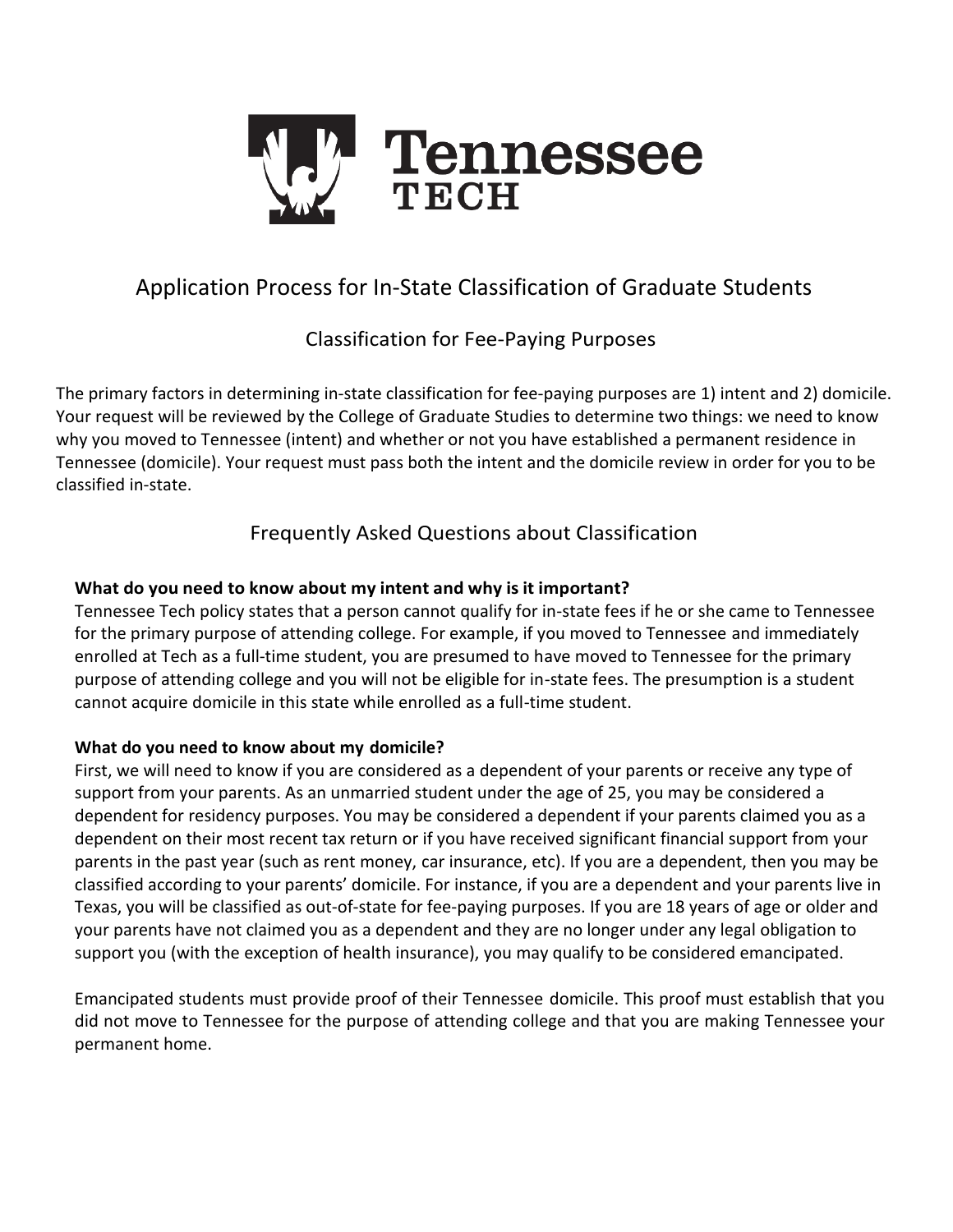# Tennessee TECH

## Application Process for In-State Classification of Graduate Students

### Classification for Fee-Paying Purposes

The primary factors in determining in-state classification for fee-paying purposes are 1) intent and 2) domicile. Your request will be reviewed by the College of Graduate Studies to determine two things: we need to know why you moved to Tennessee (intent) and whether or not you have established a permanent residence in Tennessee (domicile). Your request must pass both the intent and the domicile review in order for you to be classified in-state.

### Frequently Asked Questions about Classification

**What do you need to know about my intent and why is it important?**

Tennessee Tech policy states that a person cannot qualify for in-state fees if he or she came to Tennessee for the primary purpose of attending college. For example, if you moved to Tennessee and immediately enrolled at Tech as a full-time student, you are presumed to have moved to Tennessee for the primary purpose of attending college and you will not be eligible for in-state fees. The presumption is a student cannot acquire domicile in this state while enrolled as a full-time student.

**What do you need to know about my domicile?**

First, we will need to know if you are considered as a dependent of your parents or receive any type of support from your parents. As an unmarried student under the age of 25, you may be considered a dependent for residency purposes. You may be considered a dependent if your parents claimed you as a dependent on their most recent tax return or if you have received significant financial support from your parents in the past year (such as rent money, car insurance, etc). If you are a dependent, then you may be classified according to your parents' domicile. For instance, if you are a dependent and your parents live in Texas, you will be classified as out-of-state for fee-paying purposes. If you are 18 years of age or older and your parents have not claimed you as a dependent and they are no longer under any legal obligation to support you (with the exception of health insurance), you may qualify to be considered emancipated.

Emancipated students must provide proof of their Tennessee domicile. This proof must establish that you did not move to Tennessee for the purpose of attending college and that you are making Tennessee your permanent home.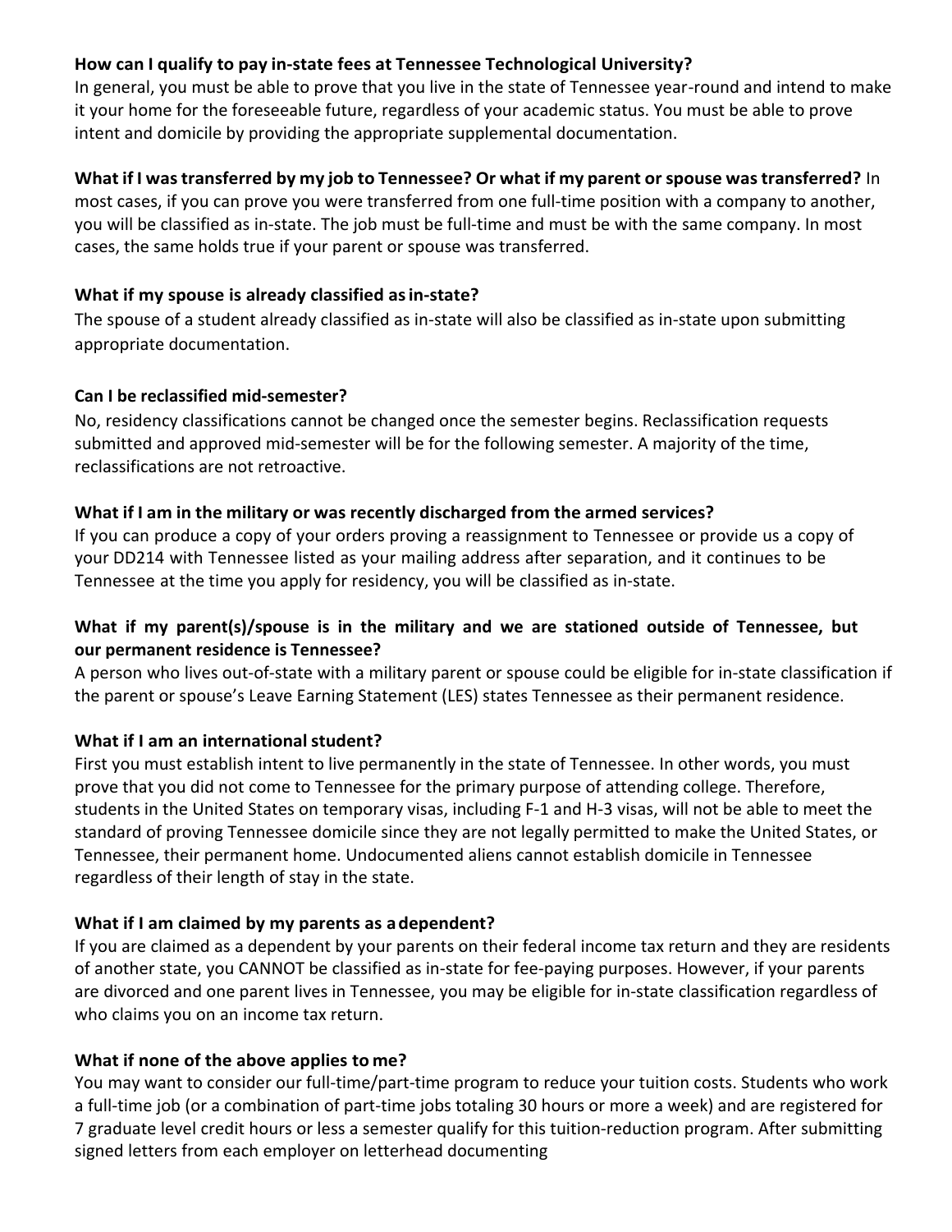**How can I qualify to pay in-state fees at Tennessee Technological University?**
In general, you must be able to prove that you live in the state of Tennessee year-round and intend to make it your home for the foreseeable future, regardless of your academic status. You must be able to prove intent and domicile by providing the appropriate supplemental documentation.

**What if I was transferred by my job to Tennessee? Or what if my parent or spouse was transferred?** In most cases, if you can prove you were transferred from one full-time position with a company to another, you will be classified as in-state. The job must be full-time and must be with the same company. In most cases, the same holds true if your parent or spouse was transferred.

**What if my spouse is already classified as in-state?**
The spouse of a student already classified as in-state will also be classified as in-state upon submitting appropriate documentation.

**Can I be reclassified mid-semester?**
No, residency classifications cannot be changed once the semester begins. Reclassification requests submitted and approved mid-semester will be for the following semester. A majority of the time, reclassifications are not retroactive.

**What if I am in the military or was recently discharged from the armed services?**
If you can produce a copy of your orders proving a reassignment to Tennessee or provide us a copy of your DD214 with Tennessee listed as your mailing address after separation, and it continues to be Tennessee at the time you apply for residency, you will be classified as in-state.

**What if my parent(s)/spouse is in the military and we are stationed outside of Tennessee, but our permanent residence is Tennessee?**
A person who lives out-of-state with a military parent or spouse could be eligible for in-state classification if the parent or spouse's Leave Earning Statement (LES) states Tennessee as their permanent residence.

**What if I am an international student?**
First you must establish intent to live permanently in the state of Tennessee. In other words, you must prove that you did not come to Tennessee for the primary purpose of attending college. Therefore, students in the United States on temporary visas, including F-1 and H-3 visas, will not be able to meet the standard of proving Tennessee domicile since they are not legally permitted to make the United States, or Tennessee, their permanent home. Undocumented aliens cannot establish domicile in Tennessee regardless of their length of stay in the state.

**What if I am claimed by my parents as a dependent?**
If you are claimed as a dependent by your parents on their federal income tax return and they are residents of another state, you CANNOT be classified as in-state for fee-paying purposes. However, if your parents are divorced and one parent lives in Tennessee, you may be eligible for in-state classification regardless of who claims you on an income tax return.

**What if none of the above applies to me?**
You may want to consider our full-time/part-time program to reduce your tuition costs. Students who work a full-time job (or a combination of part-time jobs totaling 30 hours or more a week) and are registered for 7 graduate level credit hours or less a semester qualify for this tuition-reduction program. After submitting signed letters from each employer on letterhead documenting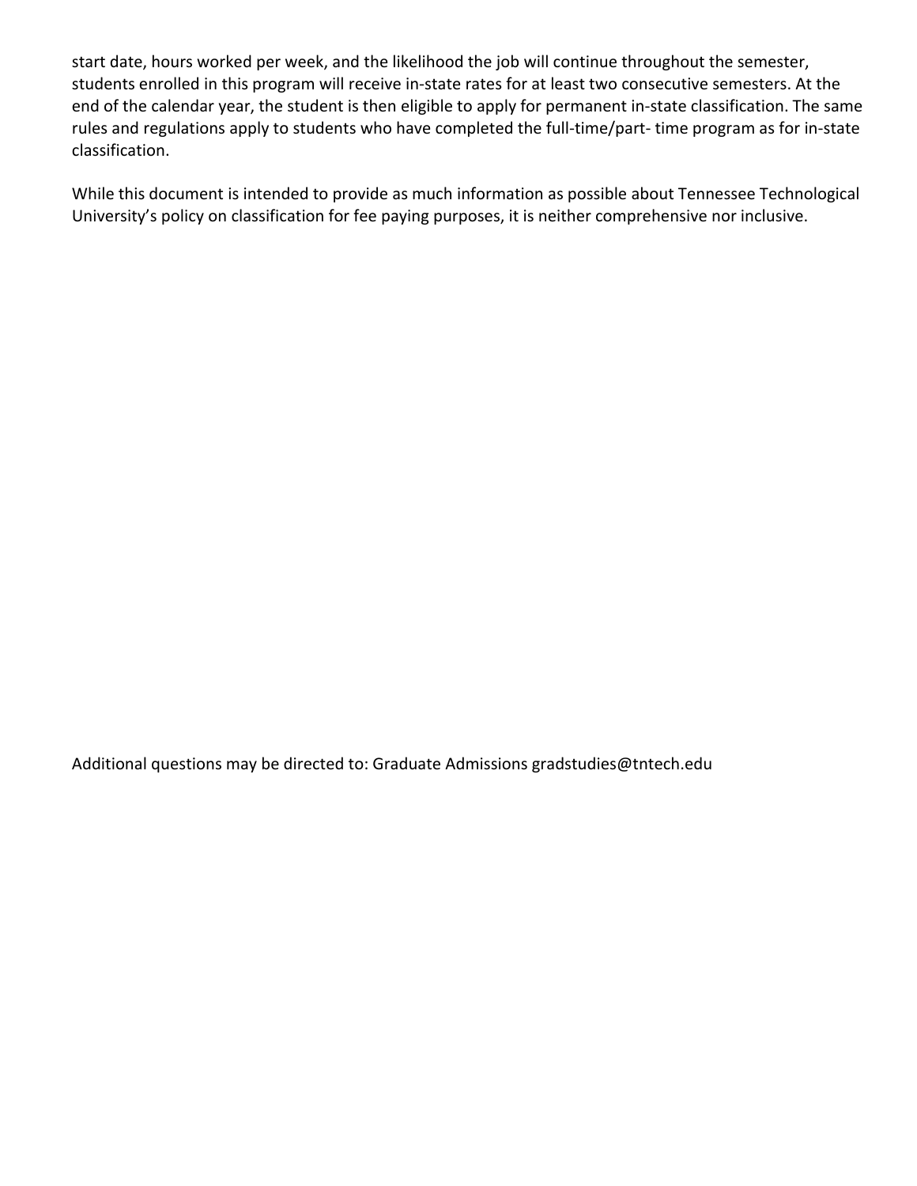start date, hours worked per week, and the likelihood the job will continue throughout the semester, students enrolled in this program will receive in-state rates for at least two consecutive semesters. At the end of the calendar year, the student is then eligible to apply for permanent in-state classification. The same rules and regulations apply to students who have completed the full-time/part- time program as for in-state classification.

While this document is intended to provide as much information as possible about Tennessee Technological University's policy on classification for fee paying purposes, it is neither comprehensive nor inclusive.

Additional questions may be directed to: Graduate Admissions gradstudies@tntech.edu